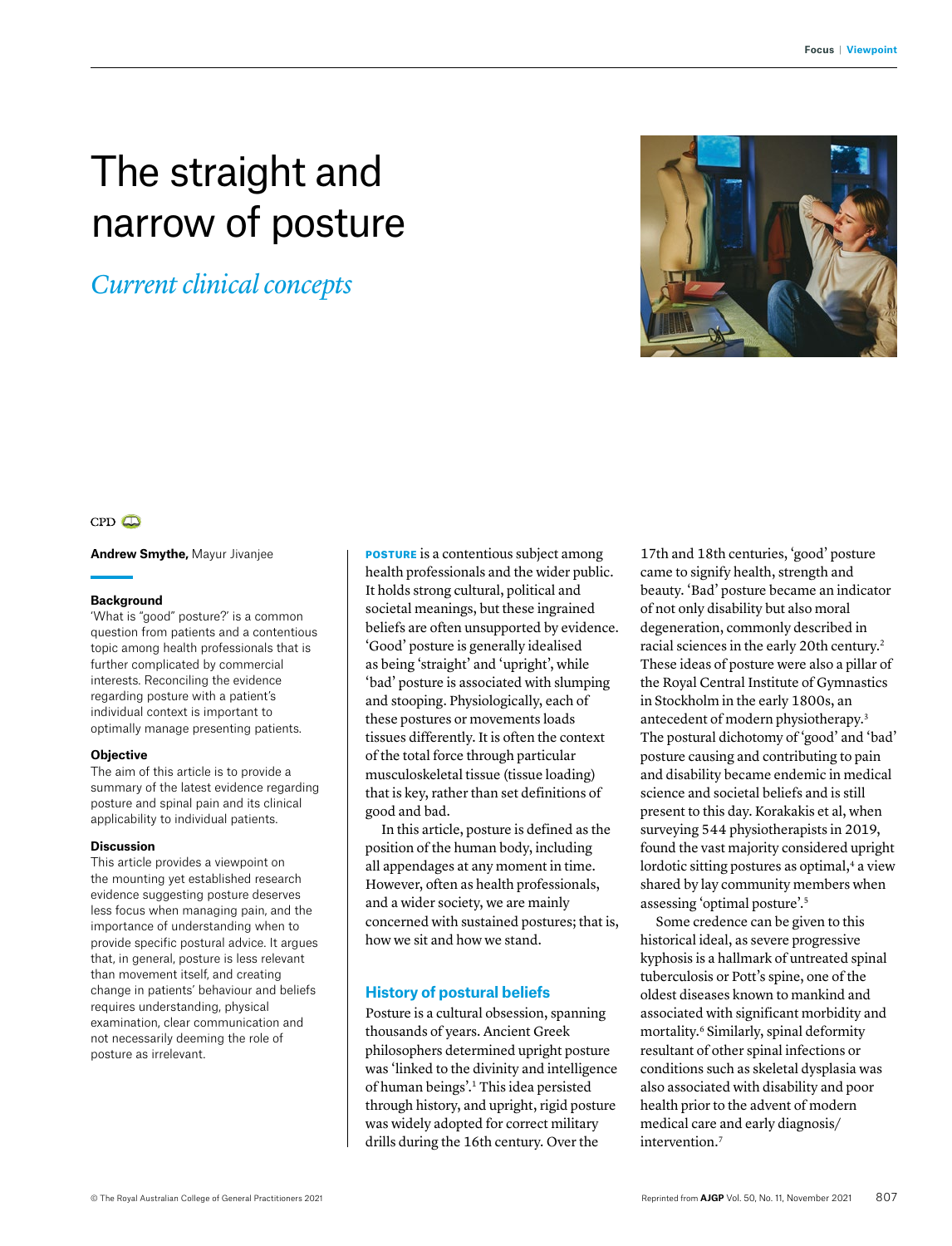# The straight and narrow of posture

## *Current clinical concepts*

CPD

**Andrew Smythe,** Mayur Jivanjee

### Background

'What is "good" posture?' is a common question from patients and a contentious topic among health professionals that is further complicated by commercial interests. Reconciling the evidence regarding posture with a patient's individual context is important to optimally manage presenting patients.

### Objective

The aim of this article is to provide a summary of the latest evidence regarding posture and spinal pain and its clinical applicability to individual patients.

### Discussion

This article provides a viewpoint on the mounting yet established research evidence suggesting posture deserves less focus when managing pain, and the importance of understanding when to provide specific postural advice. It argues that, in general, posture is less relevant than movement itself, and creating change in patients' behaviour and beliefs requires understanding, physical examination, clear communication and not necessarily deeming the role of posture as irrelevant.

**POSTURE** is a contentious subject among health professionals and the wider public. It holds strong cultural, political and societal meanings, but these ingrained beliefs are often unsupported by evidence. 'Good' posture is generally idealised as being 'straight' and 'upright', while 'bad' posture is associated with slumping and stooping. Physiologically, each of these postures or movements loads tissues differently. It is often the context of the total force through particular musculoskeletal tissue (tissue loading) that is key, rather than set definitions of good and bad.

In this article, posture is defined as the position of the human body, including all appendages at any moment in time. However, often as health professionals, and a wider society, we are mainly concerned with sustained postures; that is, how we sit and how we stand.

## History of postural beliefs

Posture is a cultural obsession, spanning thousands of years. Ancient Greek philosophers determined upright posture was 'linked to the divinity and intelligence of human beings'.[1] This idea persisted through history, and upright, rigid posture was widely adopted for correct military drills during the 16th century. Over the 17th and 18th centuries, 'good' posture came to signify health, strength and beauty. 'Bad' posture became an indicator of not only disability but also moral degeneration, commonly described in racial sciences in the early 20th century.[2] These ideas of posture were also a pillar of the Royal Central Institute of Gymnastics in Stockholm in the early 1800s, an antecedent of modern physiotherapy.[3] The postural dichotomy of 'good' and 'bad' posture causing and contributing to pain and disability became endemic in medical science and societal beliefs and is still present to this day. Korakakis et al, when surveying 544 physiotherapists in 2019, found the vast majority considered upright lordotic sitting postures as optimal,[4] a view shared by lay community members when assessing 'optimal posture'.[5]

Some credence can be given to this historical ideal, as severe progressive kyphosis is a hallmark of untreated spinal tuberculosis or Pott's spine, one of the oldest diseases known to mankind and associated with significant morbidity and mortality.[6] Similarly, spinal deformity resultant of other spinal infections or conditions such as skeletal dysplasia was also associated with disability and poor health prior to the advent of modern medical care and early diagnosis/intervention.[7]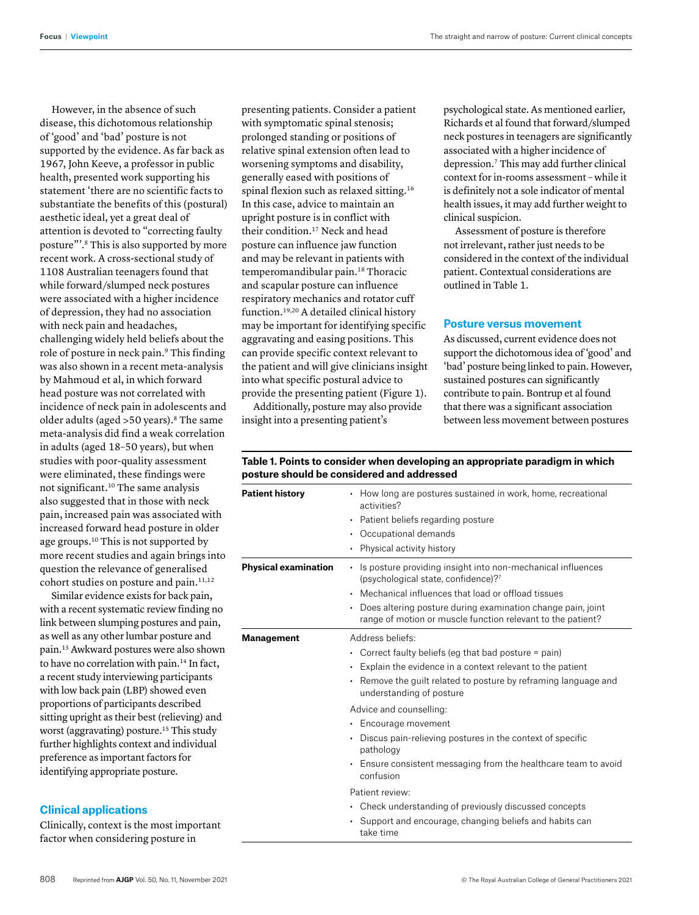However, in the absence of such disease, this dichotomous relationship of 'good' and 'bad' posture is not supported by the evidence. As far back as 1967, John Keeve, a professor in public health, presented work supporting his statement 'there are no scientific facts to substantiate the benefits of this (postural) aesthetic ideal, yet a great deal of attention is devoted to "correcting faulty posture"'.[8] This is also supported by more recent work. A cross-sectional study of 1108 Australian teenagers found that while forward/slumped neck postures were associated with a higher incidence of depression, they had no association with neck pain and headaches, challenging widely held beliefs about the role of posture in neck pain.[9] This finding was also shown in a recent meta-analysis by Mahmoud et al, in which forward head posture was not correlated with incidence of neck pain in adolescents and older adults (aged >50 years).[8] The same meta-analysis did find a weak correlation in adults (aged 18–50 years), but when studies with poor-quality assessment were eliminated, these findings were not significant.[10] The same analysis also suggested that in those with neck pain, increased pain was associated with increased forward head posture in older age groups.[10] This is not supported by more recent studies and again brings into question the relevance of generalised cohort studies on posture and pain.[11,12]

Similar evidence exists for back pain, with a recent systematic review finding no link between slumping postures and pain, as well as any other lumbar posture and pain.[13] Awkward postures were also shown to have no correlation with pain.[14] In fact, a recent study interviewing participants with low back pain (LBP) showed even proportions of participants described sitting upright as their best (relieving) and worst (aggravating) posture.[15] This study further highlights context and individual preference as important factors for identifying appropriate posture.

## Clinical applications

Clinically, context is the most important factor when considering posture in presenting patients. Consider a patient with symptomatic spinal stenosis; prolonged standing or positions of relative spinal extension often lead to worsening symptoms and disability, generally eased with positions of spinal flexion such as relaxed sitting.[16] In this case, advice to maintain an upright posture is in conflict with their condition.[17] Neck and head posture can influence jaw function and may be relevant in patients with temperomandibular pain.[18] Thoracic and scapular posture can influence respiratory mechanics and rotator cuff function.[19,20] A detailed clinical history may be important for identifying specific aggravating and easing positions. This can provide specific context relevant to the patient and will give clinicians insight into what specific postural advice to provide the presenting patient (Figure 1).

Additionally, posture may also provide insight into a presenting patient's psychological state. As mentioned earlier, Richards et al found that forward/slumped neck postures in teenagers are significantly associated with a higher incidence of depression.[7] This may add further clinical context for in-rooms assessment – while it is definitely not a sole indicator of mental health issues, it may add further weight to clinical suspicion.

Assessment of posture is therefore not irrelevant, rather just needs to be considered in the context of the individual patient. Contextual considerations are outlined in Table 1.

## Posture versus movement

As discussed, current evidence does not support the dichotomous idea of 'good' and 'bad' posture being linked to pain. However, sustained postures can significantly contribute to pain. Bontrup et al found that there was a significant association between less movement between postures

**Table 1. Points to consider when developing an appropriate paradigm in which posture should be considered and addressed**

| | |
|---|---|
| **Patient history** | • How long are postures sustained in work, home, recreational activities?<br>• Patient beliefs regarding posture<br>• Occupational demands<br>• Physical activity history |
| **Physical examination** | • Is posture providing insight into non-mechanical influences (psychological state, confidence)?[7]<br>• Mechanical influences that load or offload tissues<br>• Does altering posture during examination change pain, joint range of motion or muscle function relevant to the patient? |
| **Management** | Address beliefs:<br>• Correct faulty beliefs (eg that bad posture = pain)<br>• Explain the evidence in a context relevant to the patient<br>• Remove the guilt related to posture by reframing language and understanding of posture<br>Advice and counselling:<br>• Encourage movement<br>• Discus pain-relieving postures in the context of specific pathology<br>• Ensure consistent messaging from the healthcare team to avoid confusion<br>Patient review:<br>• Check understanding of previously discussed concepts<br>• Support and encourage, changing beliefs and habits can take time |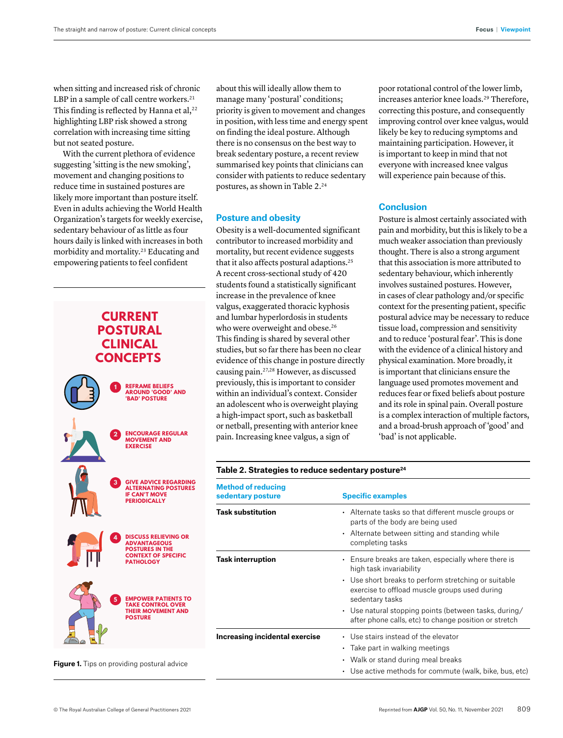when sitting and increased risk of chronic LBP in a sample of call centre workers.[21] This finding is reflected by Hanna et al,[22] highlighting LBP risk showed a strong correlation with increasing time sitting but not seated posture.

With the current plethora of evidence suggesting 'sitting is the new smoking', movement and changing positions to reduce time in sustained postures are likely more important than posture itself. Even in adults achieving the World Health Organization's targets for weekly exercise, sedentary behaviour of as little as four hours daily is linked with increases in both morbidity and mortality.[23] Educating and empowering patients to feel confident about this will ideally allow them to manage many 'postural' conditions; priority is given to movement and changes in position, with less time and energy spent on finding the ideal posture. Although there is no consensus on the best way to break sedentary posture, a recent review summarised key points that clinicians can consider with patients to reduce sedentary postures, as shown in Table 2.[24]

**CURRENT POSTURAL CLINICAL CONCEPTS**

1. REFRAME BELIEFS AROUND 'GOOD' AND 'BAD' POSTURE
2. ENCOURAGE REGULAR MOVEMENT AND EXERCISE
3. GIVE ADVICE REGARDING ALTERNATING POSTURES IF CAN'T MOVE PERIODICALLY
4. DISCUSS RELIEVING OR ADVANTAGEOUS POSTURES IN THE CONTEXT OF SPECIFIC PATHOLOGY
5. EMPOWER PATIENTS TO TAKE CONTROL OVER THEIR MOVEMENT AND POSTURE

**Figure 1.** Tips on providing postural advice

## Posture and obesity

Obesity is a well-documented significant contributor to increased morbidity and mortality, but recent evidence suggests that it also affects postural adaptations.[25] A recent cross-sectional study of 420 students found a statistically significant increase in the prevalence of knee valgus, exaggerated thoracic kyphosis and lumbar hyperlordosis in students who were overweight and obese.[26] This finding is shared by several other studies, but so far there has been no clear evidence of this change in posture directly causing pain.[27,28] However, as discussed previously, this is important to consider within an individual's context. Consider an adolescent who is overweight playing a high-impact sport, such as basketball or netball, presenting with anterior knee pain. Increasing knee valgus, a sign of poor rotational control of the lower limb, increases anterior knee loads.[29] Therefore, correcting this posture, and consequently improving control over knee valgus, would likely be key to reducing symptoms and maintaining participation. However, it is important to keep in mind that not everyone with increased knee valgus will experience pain because of this.

## Conclusion

Posture is almost certainly associated with pain and morbidity, but this is likely to be a much weaker association than previously thought. There is also a strong argument that this association is more attributed to sedentary behaviour, which inherently involves sustained postures. However, in cases of clear pathology and/or specific context for the presenting patient, specific postural advice may be necessary to reduce tissue load, compression and sensitivity and to reduce 'postural fear'. This is done with the evidence of a clinical history and physical examination. More broadly, it is important that clinicians ensure the language used promotes movement and reduces fear or fixed beliefs about posture and its role in spinal pain. Overall posture is a complex interaction of multiple factors, and a broad-brush approach of 'good' and 'bad' is not applicable.

**Table 2. Strategies to reduce sedentary posture[24]**

| Method of reducing sedentary posture | Specific examples |
|---|---|
| **Task substitution** | • Alternate tasks so that different muscle groups or parts of the body are being used<br>• Alternate between sitting and standing while completing tasks |
| **Task interruption** | • Ensure breaks are taken, especially where there is high task invariability<br>• Use short breaks to perform stretching or suitable exercise to offload muscle groups used during sedentary tasks<br>• Use natural stopping points (between tasks, during/after phone calls, etc) to change position or stretch |
| **Increasing incidental exercise** | • Use stairs instead of the elevator<br>• Take part in walking meetings<br>• Walk or stand during meal breaks<br>• Use active methods for commute (walk, bike, bus, etc) |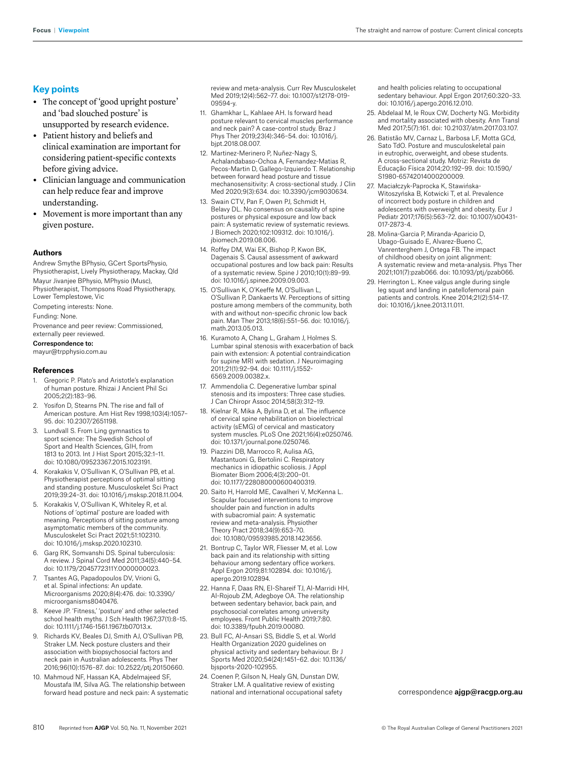## Key points

- The concept of 'good upright posture' and 'bad slouched posture' is unsupported by research evidence.
- Patient history and beliefs and clinical examination are important for considering patient-specific contexts before giving advice.
- Clinician language and communication can help reduce fear and improve understanding.
- Movement is more important than any given posture.

### Authors

Andrew Smythe BPhysio, GCert SportsPhysio, Physiotherapist, Lively Physiotherapy, Mackay, Qld

Mayur Jivanjee BPhysio, MPhysio (Musc), Physiotherapist, Thompsons Road Physiotherapy, Lower Templestowe, Vic

Competing interests: None.

Funding: None.

Provenance and peer review: Commissioned, externally peer reviewed.

**Correspondence to:**

mayur@trpphysio.com.au

### References

1. Gregoric P. Plato's and Aristotle's explanation of human posture. Rhizai J Ancient Phil Sci 2005;2(2):183–96.
2. Yosifon D, Stearns PN. The rise and fall of American posture. Am Hist Rev 1998;103(4):1057–95. doi: 10.2307/2651198.
3. Lundvall S. From Ling gymnastics to sport science: The Swedish School of Sport and Health Sciences, GIH, from 1813 to 2013. Int J Hist Sport 2015;32:1–11. doi: 10.1080/09523367.2015.1023191.
4. Korakakis V, O'Sullivan K, O'Sullivan PB, et al. Physiotherapist perceptions of optimal sitting and standing posture. Musculoskelet Sci Pract 2019;39:24–31. doi: 10.1016/j.msksp.2018.11.004.
5. Korakakis V, O'Sullivan K, Whiteley R, et al. Notions of 'optimal' posture are loaded with meaning. Perceptions of sitting posture among asymptomatic members of the community. Musculoskelet Sci Pract 2021;51:102310. doi: 10.1016/j.msksp.2020.102310.
6. Garg RK, Somvanshi DS. Spinal tuberculosis: A review. J Spinal Cord Med 2011;34(5):440–54. doi: 10.1179/2045772311Y.0000000023.
7. Tsantes AG, Papadopoulos DV, Vrioni G, et al. Spinal infections: An update. Microorganisms 2020;8(4):476. doi: 10.3390/microorganisms8040476.
8. Keeve JP. 'Fitness,' 'posture' and other selected school health myths. J Sch Health 1967;37(1):8–15. doi: 10.1111/j.1746-1561.1967.tb07013.x.
9. Richards KV, Beales DJ, Smith AJ, O'Sullivan PB, Straker LM. Neck posture clusters and their association with biopsychosocial factors and neck pain in Australian adolescents. Phys Ther 2016;96(10):1576–87. doi: 10.2522/ptj.20150660.
10. Mahmoud NF, Hassan KA, Abdelmajeed SF, Moustafa IM, Silva AG. The relationship between forward head posture and neck pain: A systematic review and meta-analysis. Curr Rev Musculoskelet Med 2019;12(4):562–77. doi: 10.1007/s12178-019-09594-y.
11. Ghamkhar L, Kahlaee AH. Is forward head posture relevant to cervical muscles performance and neck pain? A case-control study. Braz J Phys Ther 2019;23(4):346–54. doi: 10.1016/j.bjpt.2018.08.007.
12. Martinez-Merinero P, Nuñez-Nagy S, Achalandabaso-Ochoa A, Fernandez-Matias R, Pecos-Martin D, Gallego-Izquierdo T. Relationship between forward head posture and tissue mechanosensitivity: A cross-sectional study. J Clin Med 2020;9(3):634. doi: 10.3390/jcm9030634.
13. Swain CTV, Pan F, Owen PJ, Schmidt H, Belavy DL. No consensus on causality of spine postures or physical exposure and low back pain: A systematic review of systematic reviews. J Biomech 2020;102:109312. doi: 10.1016/j.jbiomech.2019.08.006.
14. Roffey DM, Wai EK, Bishop P, Kwon BK, Dagenais S. Causal assessment of awkward occupational postures and low back pain: Results of a systematic review. Spine J 2010;10(1):89–99. doi: 10.1016/j.spinee.2009.09.003.
15. O'Sullivan K, O'Keeffe M, O'Sullivan L, O'Sullivan P, Dankaerts W. Perceptions of sitting posture among members of the community, both with and without non-specific chronic low back pain. Man Ther 2013;18(6):551–56. doi: 10.1016/j.math.2013.05.013.
16. Kuramoto A, Chang L, Graham J, Holmes S. Lumbar spinal stenosis with exacerbation of back pain with extension: A potential contraindication for supine MRI with sedation. J Neuroimaging 2011;21(1):92–94. doi: 10.1111/j.1552-6569.2009.00382.x.
17. Ammendolia C. Degenerative lumbar spinal stenosis and its imposters: Three case studies. J Can Chiropr Assoc 2014;58(3):312–19.
18. Kielnar R, Mika A, Bylina D, et al. The influence of cervical spine rehabilitation on bioelectrical activity (sEMG) of cervical and masticatory system muscles. PLoS One 2021;16(4):e0250746. doi: 10.1371/journal.pone.0250746.
19. Piazzini DB, Marrocco R, Aulisa AG, Mastantuoni G, Bertolini C. Respiratory mechanics in idiopathic scoliosis. J Appl Biomater Biom 2006;4(3):200–01. doi: 10.1177/228080000600400319.
20. Saito H, Harrold ME, Cavalheri V, McKenna L. Scapular focused interventions to improve shoulder pain and function in adults with subacromial pain: A systematic review and meta-analysis. Physiother Theory Pract 2018;34(9):653–70. doi: 10.1080/09593985.2018.1423656.
21. Bontrup C, Taylor WR, Fliesser M, et al. Low back pain and its relationship with sitting behaviour among sedentary office workers. Appl Ergon 2019;81:102894. doi: 10.1016/j.apergo.2019.102894.
22. Hanna F, Daas RN, El-Shareif TJ, Al-Marridi HH, Al-Rojoub ZM, Adegboye OA. The relationship between sedentary behavior, back pain, and psychosocial correlates among university employees. Front Public Health 2019;7:80. doi: 10.3389/fpubh.2019.00080.
23. Bull FC, Al-Ansari SS, Biddle S, et al. World Health Organization 2020 guidelines on physical activity and sedentary behaviour. Br J Sports Med 2020;54(24):1451–62. doi: 10.1136/bjsports-2020-102955.
24. Coenen P, Gilson N, Healy GN, Dunstan DW, Straker LM. A qualitative review of existing national and international occupational safety and health policies relating to occupational sedentary behaviour. Appl Ergon 2017;60:320–33. doi: 10.1016/j.apergo.2016.12.010.
25. Abdelaal M, le Roux CW, Docherty NG. Morbidity and mortality associated with obesity. Ann Transl Med 2017;5(7):161. doi: 10.21037/atm.2017.03.107.
26. Batistão MV, Carnaz L, Barbosa LF, Motta GCd, Sato TdO. Posture and musculoskeletal pain in eutrophic, overweight, and obese students. A cross-sectional study. Motriz: Revista de Educação Física 2014;20:192–99. doi: 10.1590/S1980-65742014000200009.
27. Maciałczyk-Paprocka K, Stawińska-Witoszyńska B, Kotwicki T, et al. Prevalence of incorrect body posture in children and adolescents with overweight and obesity. Eur J Pediatr 2017;176(5):563–72. doi: 10.1007/s00431-017-2873-4.
28. Molina-Garcia P, Miranda-Aparicio D, Ubago-Guisado E, Alvarez-Bueno C, Vanrenterghem J, Ortega FB. The impact of childhood obesity on joint alignment: A systematic review and meta-analysis. Phys Ther 2021;101(7):pzab066. doi: 10.1093/ptj/pzab066.
29. Herrington L. Knee valgus angle during single leg squat and landing in patellofemoral pain patients and controls. Knee 2014;21(2):514–17. doi: 10.1016/j.knee.2013.11.011.

correspondence **ajgp@racgp.org.au**